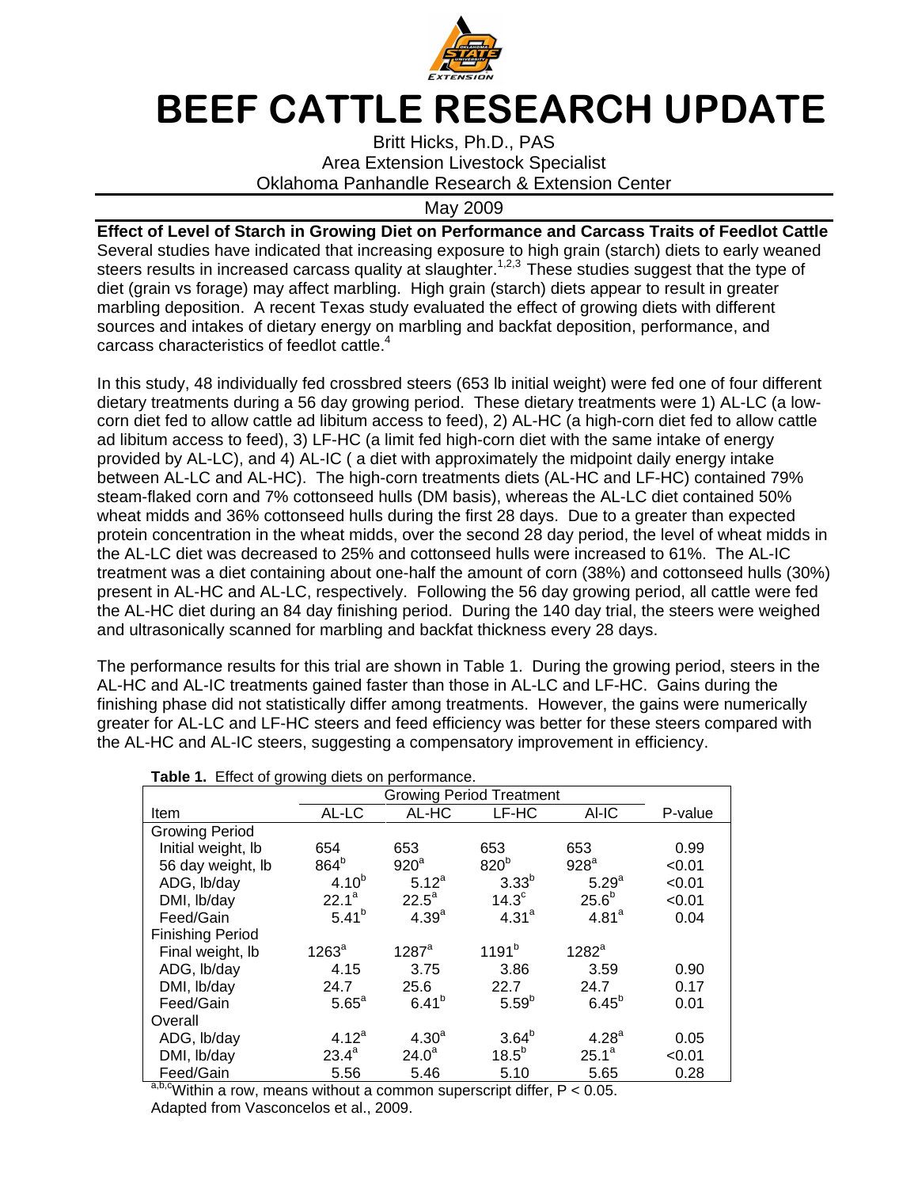# BEEF CATTLE RESEARCH UPDATE

Britt Hicks, Ph.D., PAS
Area Extension Livestock Specialist
Oklahoma Panhandle Research & Extension Center

May 2009

**Effect of Level of Starch in Growing Diet on Performance and Carcass Traits of Feedlot Cattle**

Several studies have indicated that increasing exposure to high grain (starch) diets to early weaned steers results in increased carcass quality at slaughter.[1,2,3] These studies suggest that the type of diet (grain vs forage) may affect marbling. High grain (starch) diets appear to result in greater marbling deposition. A recent Texas study evaluated the effect of growing diets with different sources and intakes of dietary energy on marbling and backfat deposition, performance, and carcass characteristics of feedlot cattle.[4]

In this study, 48 individually fed crossbred steers (653 lb initial weight) were fed one of four different dietary treatments during a 56 day growing period. These dietary treatments were 1) AL-LC (a low-corn diet fed to allow cattle ad libitum access to feed), 2) AL-HC (a high-corn diet fed to allow cattle ad libitum access to feed), 3) LF-HC (a limit fed high-corn diet with the same intake of energy provided by AL-LC), and 4) AL-IC ( a diet with approximately the midpoint daily energy intake between AL-LC and AL-HC). The high-corn treatments diets (AL-HC and LF-HC) contained 79% steam-flaked corn and 7% cottonseed hulls (DM basis), whereas the AL-LC diet contained 50% wheat midds and 36% cottonseed hulls during the first 28 days. Due to a greater than expected protein concentration in the wheat midds, over the second 28 day period, the level of wheat midds in the AL-LC diet was decreased to 25% and cottonseed hulls were increased to 61%. The AL-IC treatment was a diet containing about one-half the amount of corn (38%) and cottonseed hulls (30%) present in AL-HC and AL-LC, respectively. Following the 56 day growing period, all cattle were fed the AL-HC diet during an 84 day finishing period. During the 140 day trial, the steers were weighed and ultrasonically scanned for marbling and backfat thickness every 28 days.

The performance results for this trial are shown in Table 1. During the growing period, steers in the AL-HC and AL-IC treatments gained faster than those in AL-LC and LF-HC. Gains during the finishing phase did not statistically differ among treatments. However, the gains were numerically greater for AL-LC and LF-HC steers and feed efficiency was better for these steers compared with the AL-HC and AL-IC steers, suggesting a compensatory improvement in efficiency.

**Table 1.** Effect of growing diets on performance.

| | Growing Period Treatment | | | | |
|---|---|---|---|---|---|
| Item | AL-LC | AL-HC | LF-HC | Al-IC | P-value |
| Growing Period | | | | | |
| Initial weight, lb | 654 | 653 | 653 | 653 | 0.99 |
| 56 day weight, lb | 864[b] | 920[a] | 820[b] | 928[a] | <0.01 |
| ADG, lb/day | 4.10[b] | 5.12[a] | 3.33[b] | 5.29[a] | <0.01 |
| DMI, lb/day | 22.1[a] | 22.5[a] | 14.3[c] | 25.6[b] | <0.01 |
| Feed/Gain | 5.41[b] | 4.39[a] | 4.31[a] | 4.81[a] | 0.04 |
| Finishing Period | | | | | |
| Final weight, lb | 1263[a] | 1287[a] | 1191[b] | 1282[a] | |
| ADG, lb/day | 4.15 | 3.75 | 3.86 | 3.59 | 0.90 |
| DMI, lb/day | 24.7 | 25.6 | 22.7 | 24.7 | 0.17 |
| Feed/Gain | 5.65[a] | 6.41[b] | 5.59[b] | 6.45[b] | 0.01 |
| Overall | | | | | |
| ADG, lb/day | 4.12[a] | 4.30[a] | 3.64[b] | 4.28[a] | 0.05 |
| DMI, lb/day | 23.4[a] | 24.0[a] | 18.5[b] | 25.1[a] | <0.01 |
| Feed/Gain | 5.56 | 5.46 | 5.10 | 5.65 | 0.28 |

[a,b,c]Within a row, means without a common superscript differ, $P < 0.05$.
Adapted from Vasconcelos et al., 2009.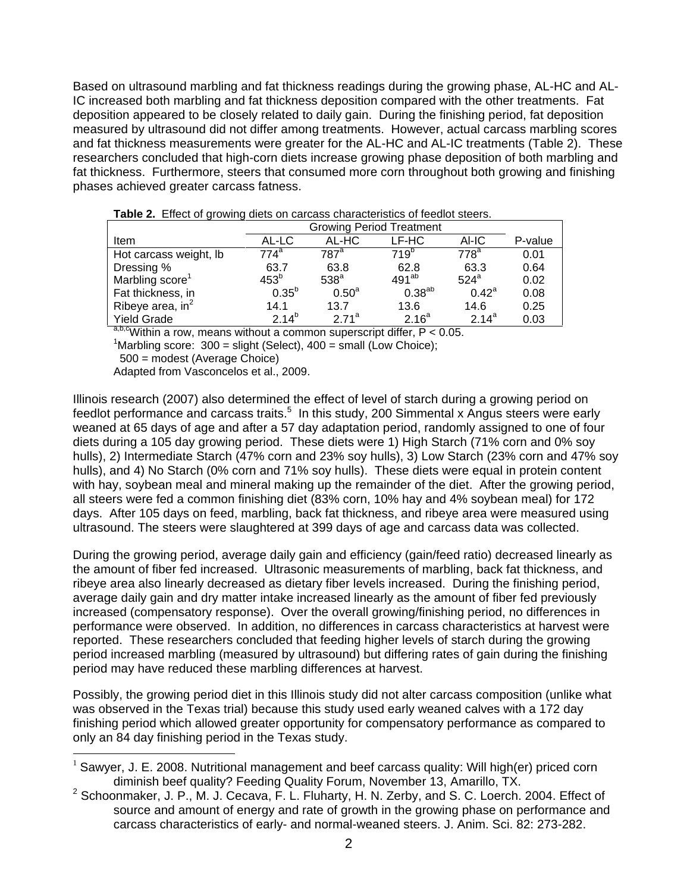Based on ultrasound marbling and fat thickness readings during the growing phase, AL-HC and AL-IC increased both marbling and fat thickness deposition compared with the other treatments. Fat deposition appeared to be closely related to daily gain. During the finishing period, fat deposition measured by ultrasound did not differ among treatments. However, actual carcass marbling scores and fat thickness measurements were greater for the AL-HC and AL-IC treatments (Table 2). These researchers concluded that high-corn diets increase growing phase deposition of both marbling and fat thickness. Furthermore, steers that consumed more corn throughout both growing and finishing phases achieved greater carcass fatness.

**Table 2.** Effect of growing diets on carcass characteristics of feedlot steers.

| | Growing Period Treatment | | | | |
|---|---|---|---|---|---|
| Item | AL-LC | AL-HC | LF-HC | Al-IC | P-value |
| Hot carcass weight, lb | 774[a] | 787[a] | 719[b] | 778[a] | 0.01 |
| Dressing % | 63.7 | 63.8 | 62.8 | 63.3 | 0.64 |
| Marbling score[1] | 453[b] | 538[a] | 491[ab] | 524[a] | 0.02 |
| Fat thickness, in | 0.35[b] | 0.50[a] | 0.38[ab] | 0.42[a] | 0.08 |
| Ribeye area, $in^2$ | 14.1 | 13.7 | 13.6 | 14.6 | 0.25 |
| Yield Grade | 2.14[b] | 2.71[a] | 2.16[a] | 2.14[a] | 0.03 |

[a,b,c]Within a row, means without a common superscript differ, $P < 0.05$.

[1]Marbling score: 300 = slight (Select), 400 = small (Low Choice); 500 = modest (Average Choice)

Adapted from Vasconcelos et al., 2009.

Illinois research (2007) also determined the effect of level of starch during a growing period on feedlot performance and carcass traits.[5] In this study, 200 Simmental x Angus steers were early weaned at 65 days of age and after a 57 day adaptation period, randomly assigned to one of four diets during a 105 day growing period. These diets were 1) High Starch (71% corn and 0% soy hulls), 2) Intermediate Starch (47% corn and 23% soy hulls), 3) Low Starch (23% corn and 47% soy hulls), and 4) No Starch (0% corn and 71% soy hulls). These diets were equal in protein content with hay, soybean meal and mineral making up the remainder of the diet. After the growing period, all steers were fed a common finishing diet (83% corn, 10% hay and 4% soybean meal) for 172 days. After 105 days on feed, marbling, back fat thickness, and ribeye area were measured using ultrasound. The steers were slaughtered at 399 days of age and carcass data was collected.

During the growing period, average daily gain and efficiency (gain/feed ratio) decreased linearly as the amount of fiber fed increased. Ultrasonic measurements of marbling, back fat thickness, and ribeye area also linearly decreased as dietary fiber levels increased. During the finishing period, average daily gain and dry matter intake increased linearly as the amount of fiber fed previously increased (compensatory response). Over the overall growing/finishing period, no differences in performance were observed. In addition, no differences in carcass characteristics at harvest were reported. These researchers concluded that feeding higher levels of starch during the growing period increased marbling (measured by ultrasound) but differing rates of gain during the finishing period may have reduced these marbling differences at harvest.

Possibly, the growing period diet in this Illinois study did not alter carcass composition (unlike what was observed in the Texas trial) because this study used early weaned calves with a 172 day finishing period which allowed greater opportunity for compensatory performance as compared to only an 84 day finishing period in the Texas study.

---

[1] Sawyer, J. E. 2008. Nutritional management and beef carcass quality: Will high(er) priced corn diminish beef quality? Feeding Quality Forum, November 13, Amarillo, TX.

[2] Schoonmaker, J. P., M. J. Cecava, F. L. Fluharty, H. N. Zerby, and S. C. Loerch. 2004. Effect of source and amount of energy and rate of growth in the growing phase on performance and carcass characteristics of early- and normal-weaned steers. J. Anim. Sci. 82: 273-282.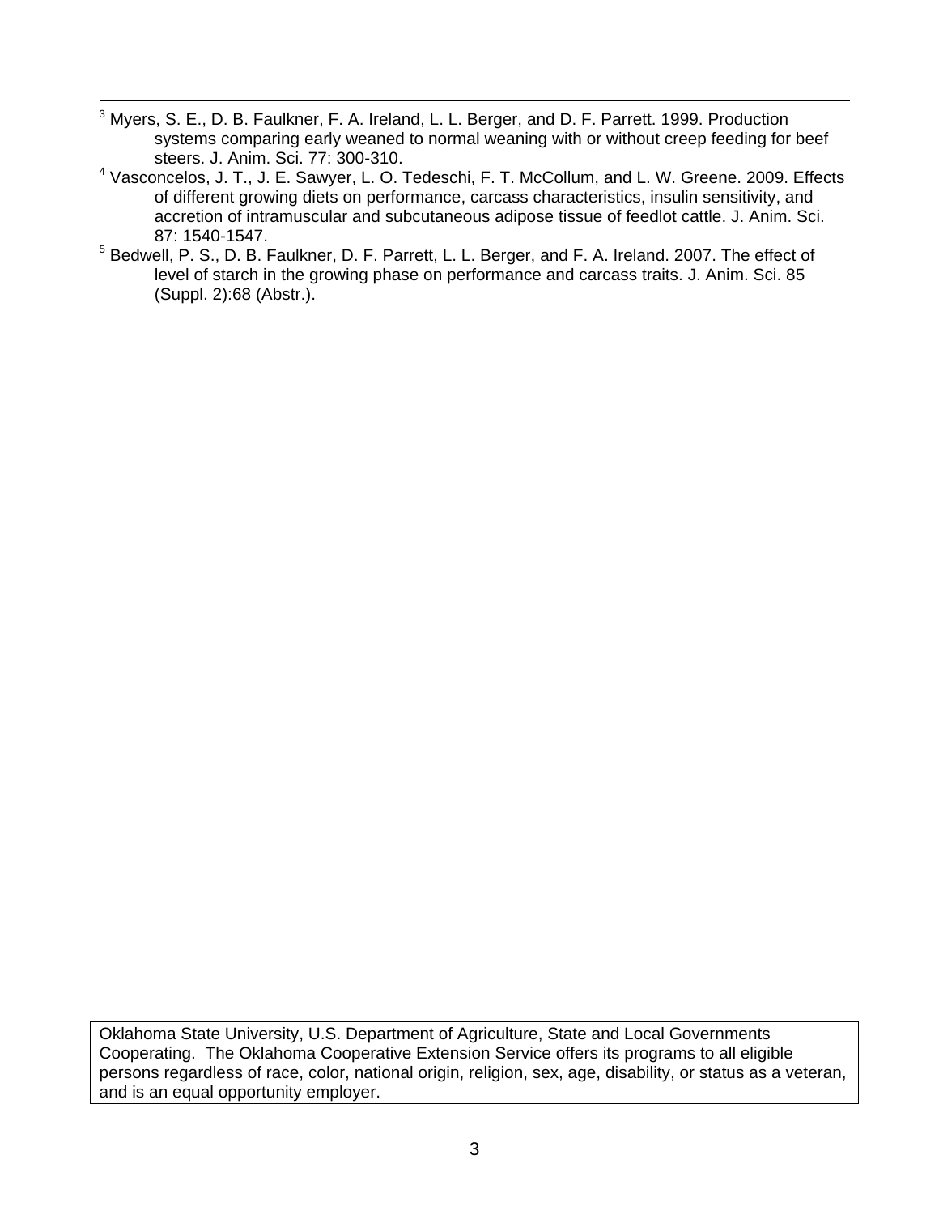[3] Myers, S. E., D. B. Faulkner, F. A. Ireland, L. L. Berger, and D. F. Parrett. 1999. Production systems comparing early weaned to normal weaning with or without creep feeding for beef steers. J. Anim. Sci. 77: 300-310.

[4] Vasconcelos, J. T., J. E. Sawyer, L. O. Tedeschi, F. T. McCollum, and L. W. Greene. 2009. Effects of different growing diets on performance, carcass characteristics, insulin sensitivity, and accretion of intramuscular and subcutaneous adipose tissue of feedlot cattle. J. Anim. Sci. 87: 1540-1547.

[5] Bedwell, P. S., D. B. Faulkner, D. F. Parrett, L. L. Berger, and F. A. Ireland. 2007. The effect of level of starch in the growing phase on performance and carcass traits. J. Anim. Sci. 85 (Suppl. 2):68 (Abstr.).

Oklahoma State University, U.S. Department of Agriculture, State and Local Governments Cooperating. The Oklahoma Cooperative Extension Service offers its programs to all eligible persons regardless of race, color, national origin, religion, sex, age, disability, or status as a veteran, and is an equal opportunity employer.